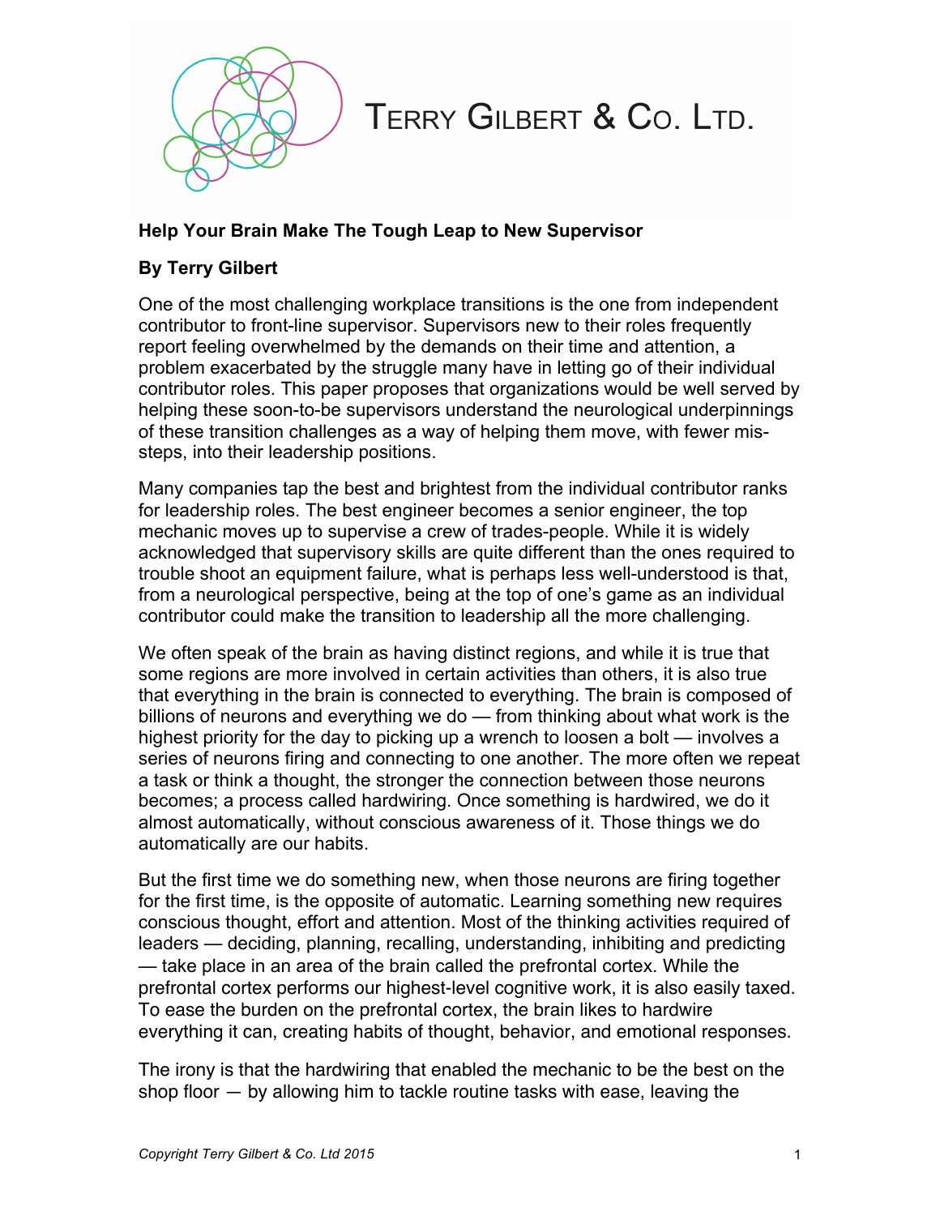TERRY GILBERT & CO. LTD.

**Help Your Brain Make The Tough Leap to New Supervisor**

**By Terry Gilbert**

One of the most challenging workplace transitions is the one from independent contributor to front-line supervisor. Supervisors new to their roles frequently report feeling overwhelmed by the demands on their time and attention, a problem exacerbated by the struggle many have in letting go of their individual contributor roles. This paper proposes that organizations would be well served by helping these soon-to-be supervisors understand the neurological underpinnings of these transition challenges as a way of helping them move, with fewer mis-steps, into their leadership positions.

Many companies tap the best and brightest from the individual contributor ranks for leadership roles. The best engineer becomes a senior engineer, the top mechanic moves up to supervise a crew of trades-people. While it is widely acknowledged that supervisory skills are quite different than the ones required to trouble shoot an equipment failure, what is perhaps less well-understood is that, from a neurological perspective, being at the top of one's game as an individual contributor could make the transition to leadership all the more challenging.

We often speak of the brain as having distinct regions, and while it is true that some regions are more involved in certain activities than others, it is also true that everything in the brain is connected to everything. The brain is composed of billions of neurons and everything we do — from thinking about what work is the highest priority for the day to picking up a wrench to loosen a bolt — involves a series of neurons firing and connecting to one another. The more often we repeat a task or think a thought, the stronger the connection between those neurons becomes; a process called hardwiring. Once something is hardwired, we do it almost automatically, without conscious awareness of it. Those things we do automatically are our habits.

But the first time we do something new, when those neurons are firing together for the first time, is the opposite of automatic. Learning something new requires conscious thought, effort and attention. Most of the thinking activities required of leaders — deciding, planning, recalling, understanding, inhibiting and predicting — take place in an area of the brain called the prefrontal cortex. While the prefrontal cortex performs our highest-level cognitive work, it is also easily taxed. To ease the burden on the prefrontal cortex, the brain likes to hardwire everything it can, creating habits of thought, behavior, and emotional responses.

The irony is that the hardwiring that enabled the mechanic to be the best on the shop floor — by allowing him to tackle routine tasks with ease, leaving the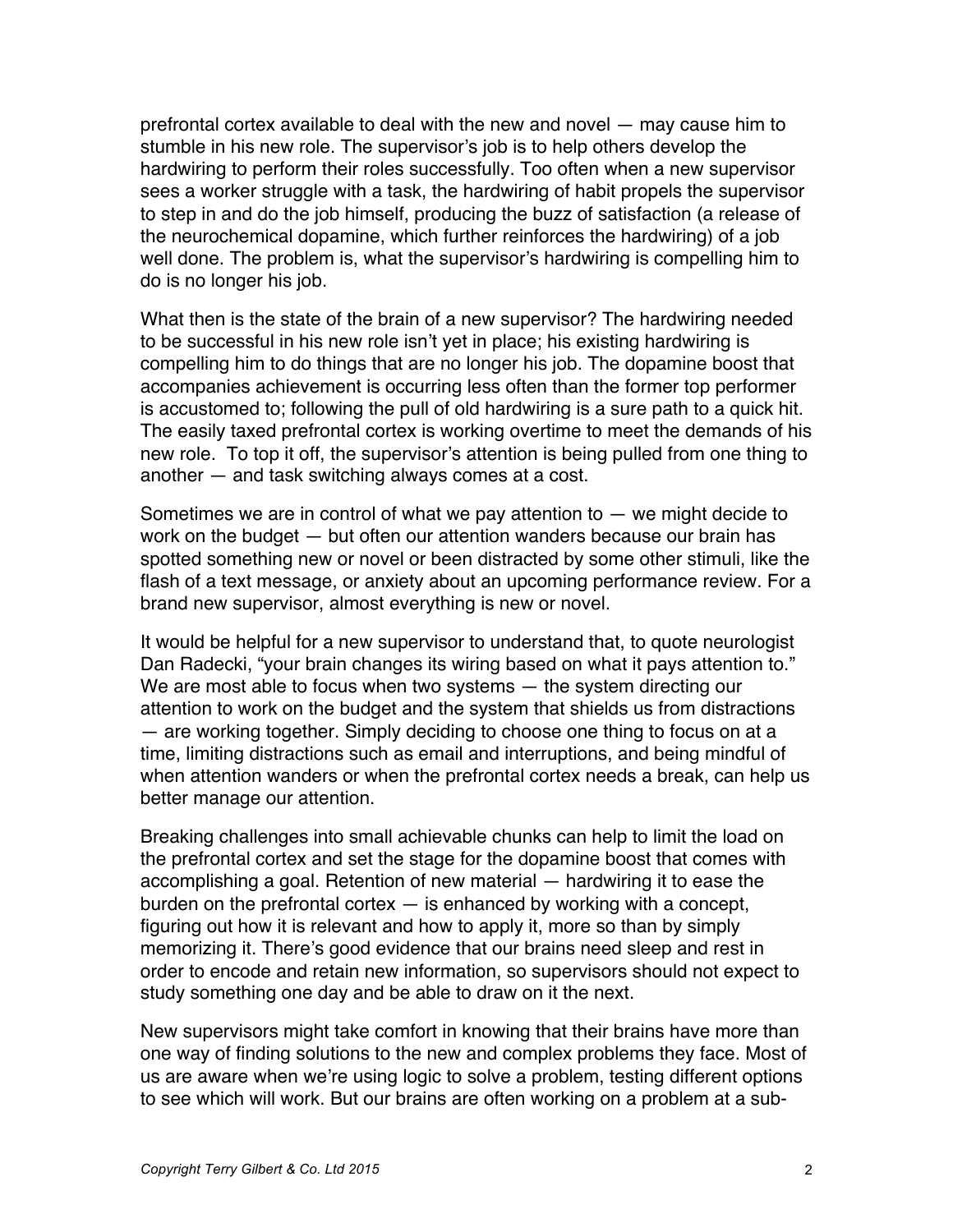prefrontal cortex available to deal with the new and novel — may cause him to stumble in his new role. The supervisor's job is to help others develop the hardwiring to perform their roles successfully. Too often when a new supervisor sees a worker struggle with a task, the hardwiring of habit propels the supervisor to step in and do the job himself, producing the buzz of satisfaction (a release of the neurochemical dopamine, which further reinforces the hardwiring) of a job well done. The problem is, what the supervisor's hardwiring is compelling him to do is no longer his job.

What then is the state of the brain of a new supervisor? The hardwiring needed to be successful in his new role isn't yet in place; his existing hardwiring is compelling him to do things that are no longer his job. The dopamine boost that accompanies achievement is occurring less often than the former top performer is accustomed to; following the pull of old hardwiring is a sure path to a quick hit. The easily taxed prefrontal cortex is working overtime to meet the demands of his new role. To top it off, the supervisor's attention is being pulled from one thing to another — and task switching always comes at a cost.

Sometimes we are in control of what we pay attention to — we might decide to work on the budget — but often our attention wanders because our brain has spotted something new or novel or been distracted by some other stimuli, like the flash of a text message, or anxiety about an upcoming performance review. For a brand new supervisor, almost everything is new or novel.

It would be helpful for a new supervisor to understand that, to quote neurologist Dan Radecki, "your brain changes its wiring based on what it pays attention to." We are most able to focus when two systems — the system directing our attention to work on the budget and the system that shields us from distractions — are working together. Simply deciding to choose one thing to focus on at a time, limiting distractions such as email and interruptions, and being mindful of when attention wanders or when the prefrontal cortex needs a break, can help us better manage our attention.

Breaking challenges into small achievable chunks can help to limit the load on the prefrontal cortex and set the stage for the dopamine boost that comes with accomplishing a goal. Retention of new material — hardwiring it to ease the burden on the prefrontal cortex — is enhanced by working with a concept, figuring out how it is relevant and how to apply it, more so than by simply memorizing it. There's good evidence that our brains need sleep and rest in order to encode and retain new information, so supervisors should not expect to study something one day and be able to draw on it the next.

New supervisors might take comfort in knowing that their brains have more than one way of finding solutions to the new and complex problems they face. Most of us are aware when we're using logic to solve a problem, testing different options to see which will work. But our brains are often working on a problem at a sub-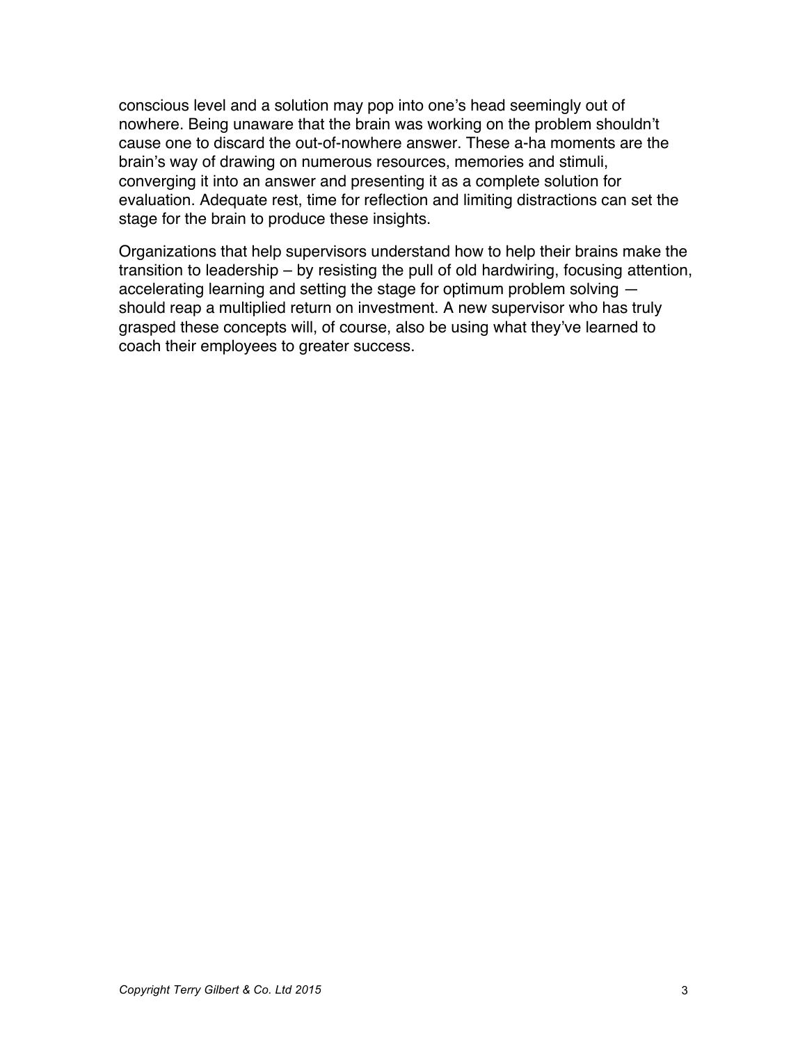conscious level and a solution may pop into one's head seemingly out of nowhere. Being unaware that the brain was working on the problem shouldn't cause one to discard the out-of-nowhere answer. These a-ha moments are the brain's way of drawing on numerous resources, memories and stimuli, converging it into an answer and presenting it as a complete solution for evaluation. Adequate rest, time for reflection and limiting distractions can set the stage for the brain to produce these insights.

Organizations that help supervisors understand how to help their brains make the transition to leadership – by resisting the pull of old hardwiring, focusing attention, accelerating learning and setting the stage for optimum problem solving — should reap a multiplied return on investment. A new supervisor who has truly grasped these concepts will, of course, also be using what they've learned to coach their employees to greater success.

*Copyright Terry Gilbert & Co. Ltd 2015*